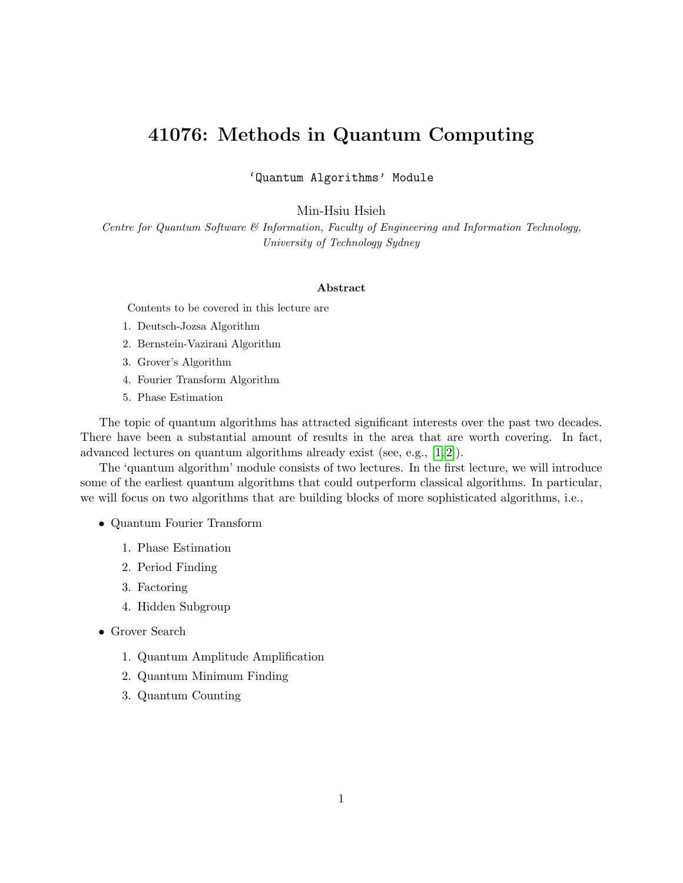# 41076: Methods in Quantum Computing

'Quantum Algorithms' Module

Min-Hsiu Hsieh

*Centre for Quantum Software & Information, Faculty of Engineering and Information Technology, University of Technology Sydney*

### Abstract

Contents to be covered in this lecture are

1. Deutsch-Jozsa Algorithm
2. Bernstein-Vazirani Algorithm
3. Grover's Algorithm
4. Fourier Transform Algorithm
5. Phase Estimation

The topic of quantum algorithms has attracted significant interests over the past two decades. There have been a substantial amount of results in the area that are worth covering. In fact, advanced lectures on quantum algorithms already exist (see, e.g., [1,2]).

The 'quantum algorithm' module consists of two lectures. In the first lecture, we will introduce some of the earliest quantum algorithms that could outperform classical algorithms. In particular, we will focus on two algorithms that are building blocks of more sophisticated algorithms, i.e.,

- Quantum Fourier Transform
  1. Phase Estimation
  2. Period Finding
  3. Factoring
  4. Hidden Subgroup
- Grover Search
  1. Quantum Amplitude Amplification
  2. Quantum Minimum Finding
  3. Quantum Counting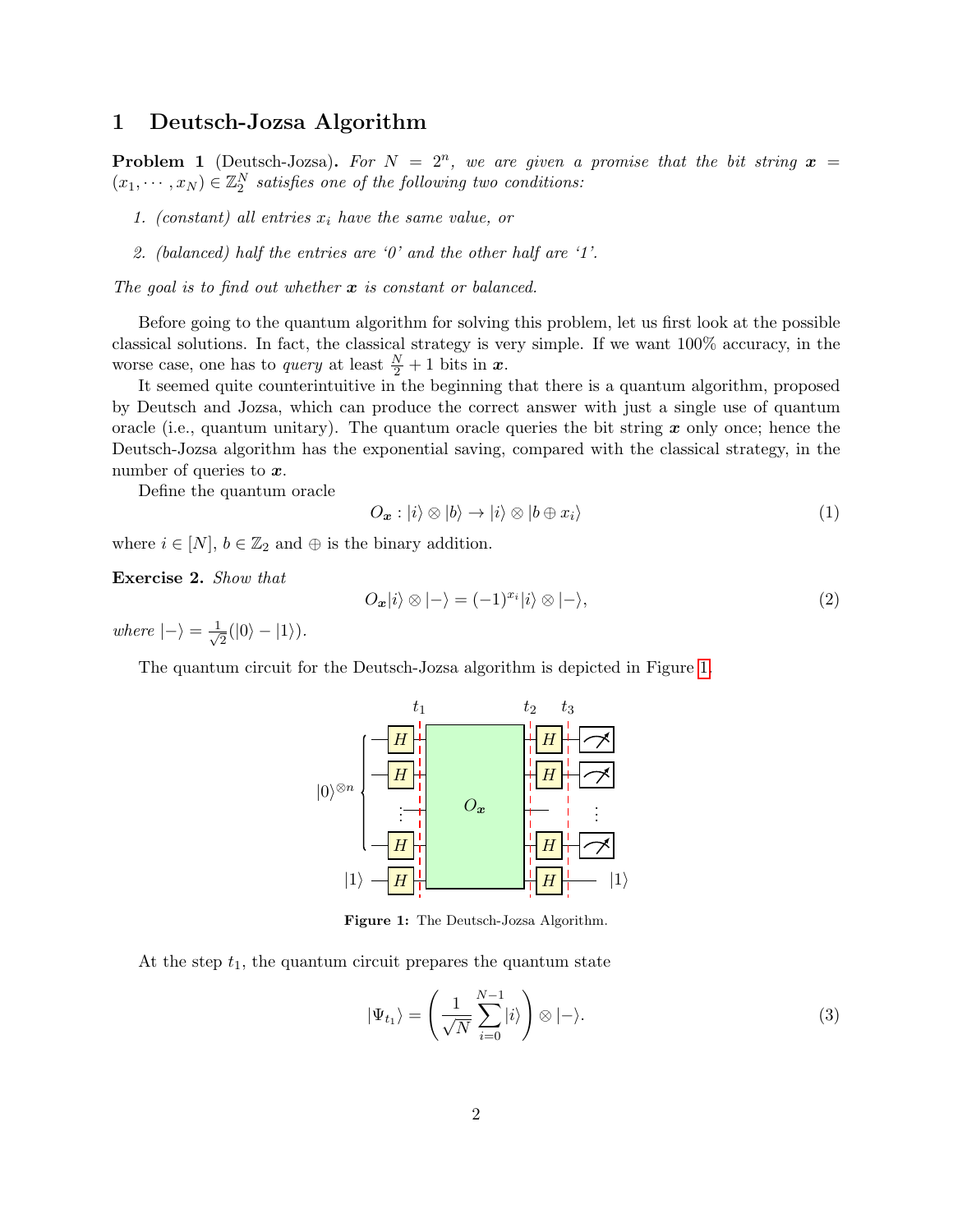# 1 Deutsch-Jozsa Algorithm

**Problem 1** (Deutsch-Jozsa)**.** *For $N = 2^n$, we are given a promise that the bit string $\boldsymbol{x} = (x_1, \cdots, x_N) \in \mathbb{Z}_2^N$ satisfies one of the following two conditions:*

1. *(constant) all entries $x_i$ have the same value, or*
2. *(balanced) half the entries are '0' and the other half are '1'.*

*The goal is to find out whether $\boldsymbol{x}$ is constant or balanced.*

Before going to the quantum algorithm for solving this problem, let us first look at the possible classical solutions. In fact, the classical strategy is very simple. If we want 100% accuracy, in the worse case, one has to *query* at least $\frac{N}{2} + 1$ bits in $\boldsymbol{x}$.

It seemed quite counterintuitive in the beginning that there is a quantum algorithm, proposed by Deutsch and Jozsa, which can produce the correct answer with just a single use of quantum oracle (i.e., quantum unitary). The quantum oracle queries the bit string $\boldsymbol{x}$ only once; hence the Deutsch-Jozsa algorithm has the exponential saving, compared with the classical strategy, in the number of queries to $\boldsymbol{x}$.

Define the quantum oracle

$$O_{\boldsymbol{x}} : |i\rangle \otimes |b\rangle \to |i\rangle \otimes |b \oplus x_i\rangle \tag{1}$$

where $i \in [N]$, $b \in \mathbb{Z}_2$ and $\oplus$ is the binary addition.

**Exercise 2.** *Show that*

$$O_{\boldsymbol{x}}|i\rangle \otimes |-\rangle = (-1)^{x_i}|i\rangle \otimes |-\rangle, \tag{2}$$

*where $|-\rangle = \frac{1}{\sqrt{2}}(|0\rangle - |1\rangle)$.*

The quantum circuit for the Deutsch-Jozsa algorithm is depicted in Figure 1.

**Figure 1:** The Deutsch-Jozsa Algorithm.

At the step $t_1$, the quantum circuit prepares the quantum state

$$|\Psi_{t_1}\rangle = \left(\frac{1}{\sqrt{N}} \sum_{i=0}^{N-1} |i\rangle\right) \otimes |-\rangle. \tag{3}$$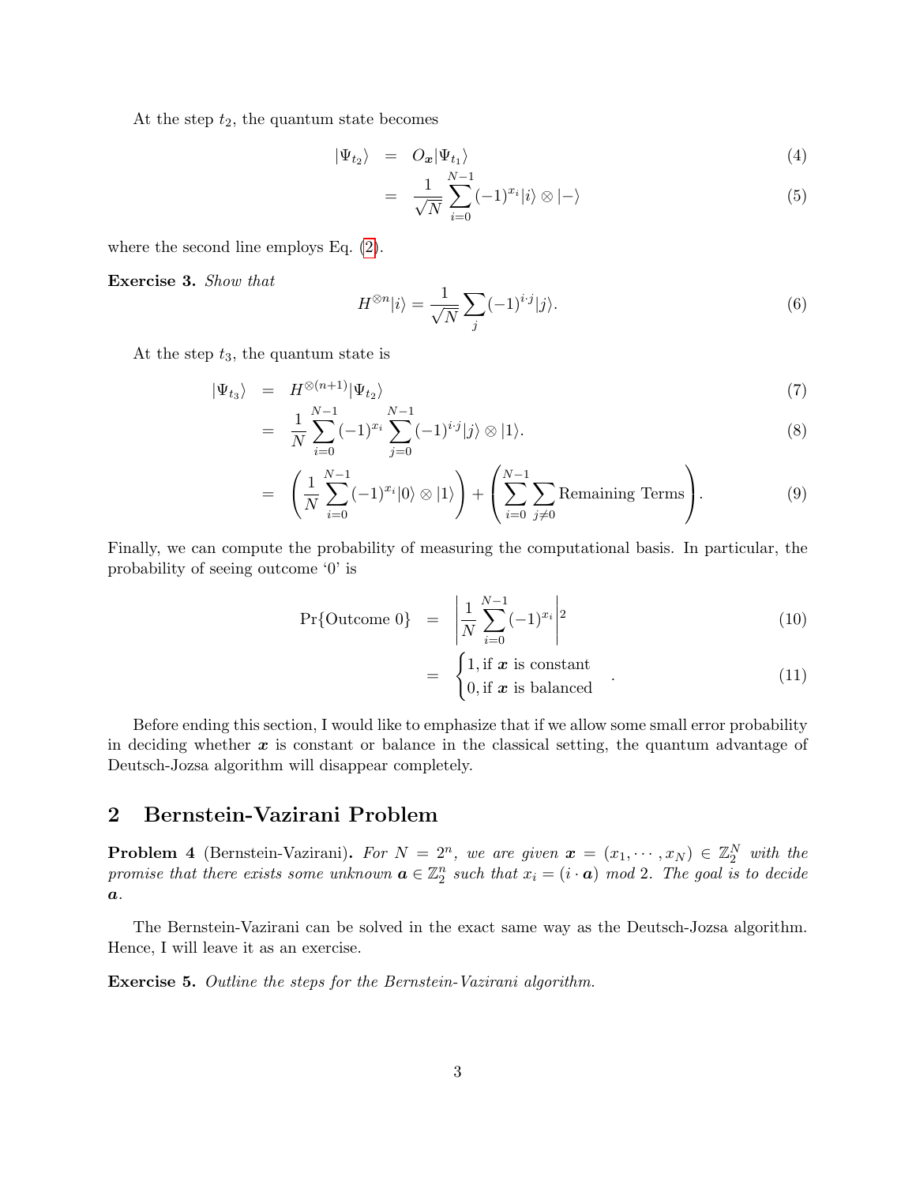At the step $t_2$, the quantum state becomes

$$
\begin{aligned}
|\Psi_{t_2}\rangle &= O_{\boldsymbol{x}}|\Psi_{t_1}\rangle && (4)\\
&= \frac{1}{\sqrt{N}}\sum_{i=0}^{N-1}(-1)^{x_i}|i\rangle \otimes |-\rangle && (5)
\end{aligned}
$$

where the second line employs Eq. (2).

**Exercise 3.** *Show that*

$$
H^{\otimes n}|i\rangle = \frac{1}{\sqrt{N}}\sum_{j}(-1)^{i\cdot j}|j\rangle. \tag{6}
$$

At the step $t_3$, the quantum state is

$$
\begin{aligned}
|\Psi_{t_3}\rangle &= H^{\otimes(n+1)}|\Psi_{t_2}\rangle && (7)\\
&= \frac{1}{N}\sum_{i=0}^{N-1}(-1)^{x_i}\sum_{j=0}^{N-1}(-1)^{i\cdot j}|j\rangle \otimes |1\rangle. && (8)\\
&= \left(\frac{1}{N}\sum_{i=0}^{N-1}(-1)^{x_i}|0\rangle \otimes |1\rangle\right) + \left(\sum_{i=0}^{N-1}\sum_{j\neq 0}\text{Remaining Terms}\right). && (9)
\end{aligned}
$$

Finally, we can compute the probability of measuring the computational basis. In particular, the probability of seeing outcome '0' is

$$
\begin{aligned}
\Pr\{\text{Outcome } 0\} &= \left|\frac{1}{N}\sum_{i=0}^{N-1}(-1)^{x_i}\right|^2 && (10)\\
&= \begin{cases} 1, \text{if } \boldsymbol{x} \text{ is constant} \\ 0, \text{if } \boldsymbol{x} \text{ is balanced} \end{cases}. && (11)
\end{aligned}
$$

Before ending this section, I would like to emphasize that if we allow some small error probability in deciding whether $\boldsymbol{x}$ is constant or balance in the classical setting, the quantum advantage of Deutsch-Jozsa algorithm will disappear completely.

## 2 Bernstein-Vazirani Problem

**Problem 4** (Bernstein-Vazirani)**.** *For $N = 2^n$, we are given $\boldsymbol{x} = (x_1, \cdots, x_N) \in \mathbb{Z}_2^N$ with the promise that there exists some unknown $\boldsymbol{a} \in \mathbb{Z}_2^n$ such that $x_i = (i \cdot \boldsymbol{a})$ mod 2. The goal is to decide $\boldsymbol{a}$.*

The Bernstein-Vazirani can be solved in the exact same way as the Deutsch-Jozsa algorithm. Hence, I will leave it as an exercise.

**Exercise 5.** *Outline the steps for the Bernstein-Vazirani algorithm.*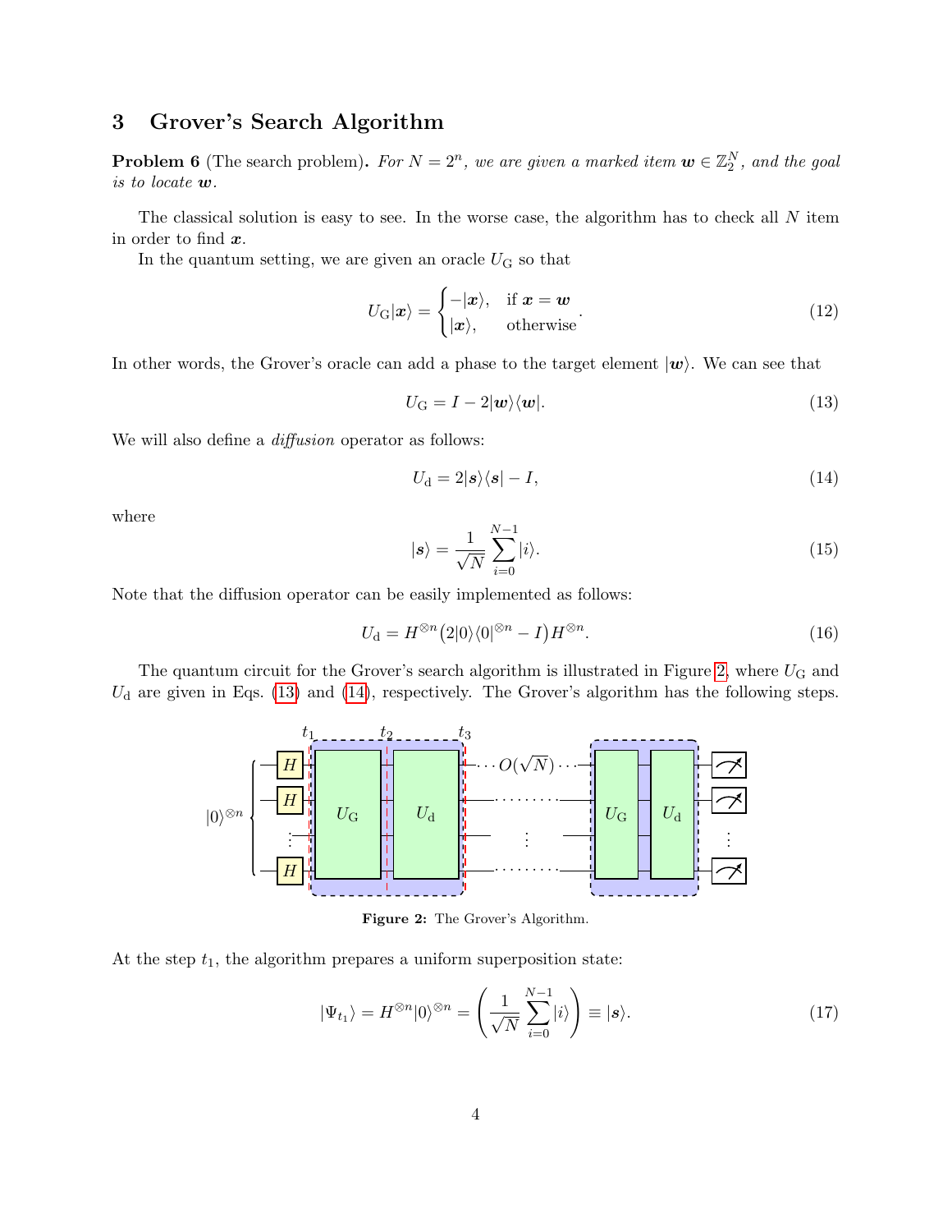## 3 Grover's Search Algorithm

**Problem 6** (The search problem)**.** *For $N = 2^n$, we are given a marked item $\boldsymbol{w} \in \mathbb{Z}_2^N$, and the goal is to locate $\boldsymbol{w}$.*

The classical solution is easy to see. In the worse case, the algorithm has to check all $N$ item in order to find $\boldsymbol{x}$.

In the quantum setting, we are given an oracle $U_{\mathrm{G}}$ so that

$$U_{\mathrm{G}}|\boldsymbol{x}\rangle = \begin{cases} -|\boldsymbol{x}\rangle, & \text{if } \boldsymbol{x} = \boldsymbol{w} \\ |\boldsymbol{x}\rangle, & \text{otherwise} \end{cases}. \tag{12}$$

In other words, the Grover's oracle can add a phase to the target element $|\boldsymbol{w}\rangle$. We can see that

$$U_{\mathrm{G}} = I - 2|\boldsymbol{w}\rangle\langle\boldsymbol{w}|. \tag{13}$$

We will also define a *diffusion* operator as follows:

$$U_{\mathrm{d}} = 2|\boldsymbol{s}\rangle\langle\boldsymbol{s}| - I, \tag{14}$$

where

$$|\boldsymbol{s}\rangle = \frac{1}{\sqrt{N}} \sum_{i=0}^{N-1} |i\rangle. \tag{15}$$

Note that the diffusion operator can be easily implemented as follows:

$$U_{\mathrm{d}} = H^{\otimes n}\big(2|0\rangle\langle 0|^{\otimes n} - I\big)H^{\otimes n}. \tag{16}$$

The quantum circuit for the Grover's search algorithm is illustrated in Figure 2, where $U_{\mathrm{G}}$ and $U_{\mathrm{d}}$ are given in Eqs. (13) and (14), respectively. The Grover's algorithm has the following steps.

**Figure 2:** The Grover's Algorithm.

At the step $t_1$, the algorithm prepares a uniform superposition state:

$$|\Psi_{t_1}\rangle = H^{\otimes n}|0\rangle^{\otimes n} = \left(\frac{1}{\sqrt{N}} \sum_{i=0}^{N-1} |i\rangle\right) \equiv |\boldsymbol{s}\rangle. \tag{17}$$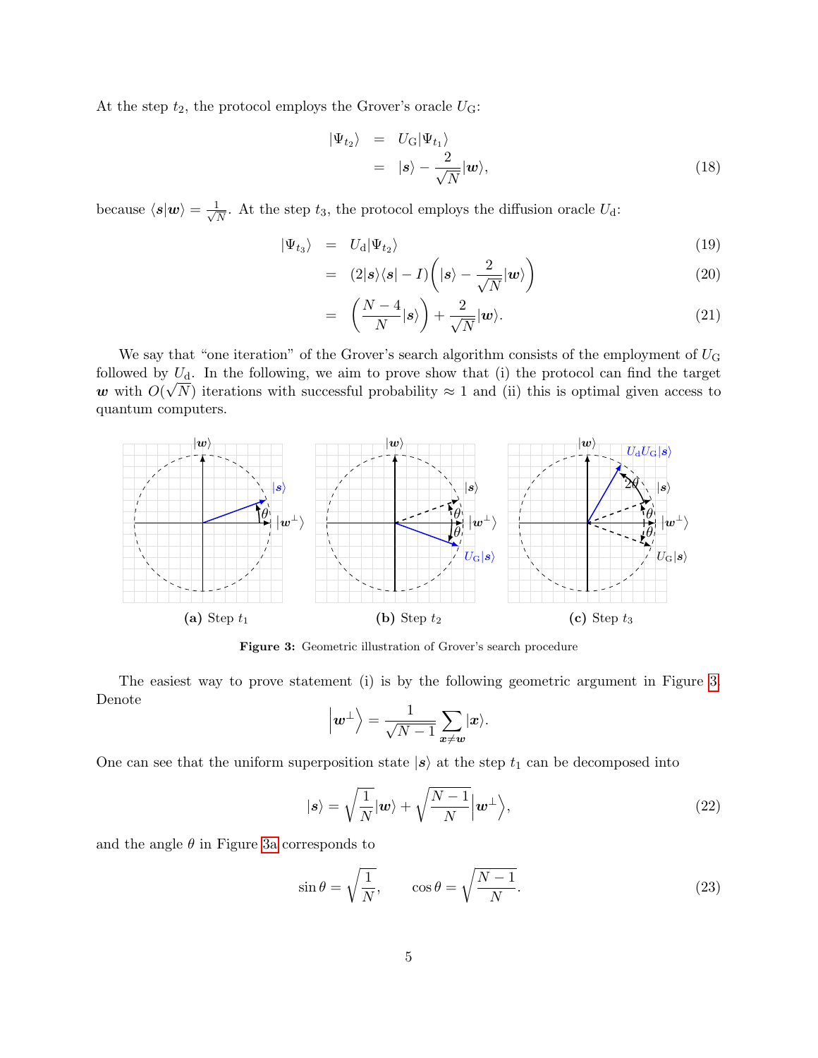At the step $t_2$, the protocol employs the Grover's oracle $U_{\mathrm{G}}$:

$$
\begin{aligned}
|\Psi_{t_2}\rangle &= U_{\mathrm{G}}|\Psi_{t_1}\rangle \\
&= |\boldsymbol{s}\rangle - \frac{2}{\sqrt{N}}|\boldsymbol{w}\rangle, \qquad (18)
\end{aligned}
$$

because $\langle \boldsymbol{s}|\boldsymbol{w}\rangle = \frac{1}{\sqrt{N}}$. At the step $t_3$, the protocol employs the diffusion oracle $U_{\mathrm{d}}$:

$$
\begin{aligned}
|\Psi_{t_3}\rangle &= U_{\mathrm{d}}|\Psi_{t_2}\rangle \qquad (19)\\
&= (2|\boldsymbol{s}\rangle\langle \boldsymbol{s}| - I)\left(|\boldsymbol{s}\rangle - \frac{2}{\sqrt{N}}|\boldsymbol{w}\rangle\right) \qquad (20)\\
&= \left(\frac{N-4}{N}|\boldsymbol{s}\rangle\right) + \frac{2}{\sqrt{N}}|\boldsymbol{w}\rangle. \qquad (21)
\end{aligned}
$$

We say that "one iteration" of the Grover's search algorithm consists of the employment of $U_{\mathrm{G}}$ followed by $U_{\mathrm{d}}$. In the following, we aim to prove show that (i) the protocol can find the target $\boldsymbol{w}$ with $O(\sqrt{N})$ iterations with successful probability $\approx 1$ and (ii) this is optimal given access to quantum computers.

(a) Step $t_1$ (b) Step $t_2$ (c) Step $t_3$

**Figure 3:** Geometric illustration of Grover's search procedure

The easiest way to prove statement (i) is by the following geometric argument in Figure 3. Denote

$$
\left|\boldsymbol{w}^{\perp}\right\rangle = \frac{1}{\sqrt{N-1}}\sum_{\boldsymbol{x}\neq\boldsymbol{w}}|\boldsymbol{x}\rangle.
$$

One can see that the uniform superposition state $|\boldsymbol{s}\rangle$ at the step $t_1$ can be decomposed into

$$
|\boldsymbol{s}\rangle = \sqrt{\frac{1}{N}}|\boldsymbol{w}\rangle + \sqrt{\frac{N-1}{N}}\left|\boldsymbol{w}^{\perp}\right\rangle, \qquad (22)
$$

and the angle $\theta$ in Figure 3a corresponds to

$$
\sin\theta = \sqrt{\frac{1}{N}}, \qquad \cos\theta = \sqrt{\frac{N-1}{N}}. \qquad (23)
$$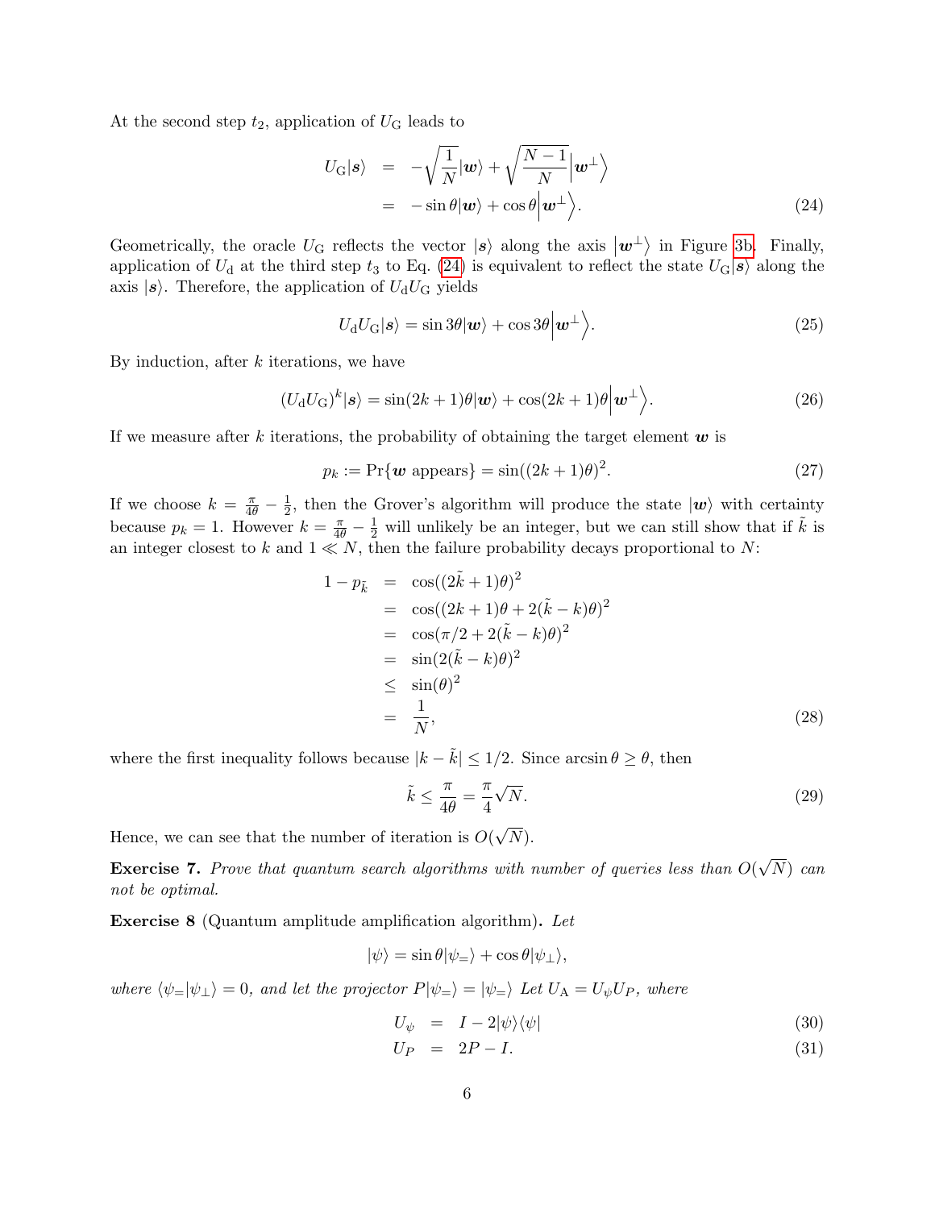At the second step $t_2$, application of $U_{\mathrm{G}}$ leads to

$$
\begin{aligned}
U_{\mathrm{G}}|\boldsymbol{s}\rangle &= -\sqrt{\frac{1}{N}}|\boldsymbol{w}\rangle + \sqrt{\frac{N-1}{N}}\left|\boldsymbol{w}^{\perp}\right\rangle \\
&= -\sin\theta|\boldsymbol{w}\rangle + \cos\theta\left|\boldsymbol{w}^{\perp}\right\rangle.
\end{aligned} \tag{24}
$$

Geometrically, the oracle $U_{\mathrm{G}}$ reflects the vector $|\boldsymbol{s}\rangle$ along the axis $\left|\boldsymbol{w}^{\perp}\right\rangle$ in Figure 3b. Finally, application of $U_{\mathrm{d}}$ at the third step $t_3$ to Eq. (24) is equivalent to reflect the state $U_{\mathrm{G}}|\boldsymbol{s}\rangle$ along the axis $|\boldsymbol{s}\rangle$. Therefore, the application of $U_{\mathrm{d}}U_{\mathrm{G}}$ yields

$$
U_{\mathrm{d}}U_{\mathrm{G}}|\boldsymbol{s}\rangle = \sin 3\theta|\boldsymbol{w}\rangle + \cos 3\theta\left|\boldsymbol{w}^{\perp}\right\rangle. \tag{25}
$$

By induction, after $k$ iterations, we have

$$
(U_{\mathrm{d}}U_{\mathrm{G}})^k|\boldsymbol{s}\rangle = \sin(2k+1)\theta|\boldsymbol{w}\rangle + \cos(2k+1)\theta\left|\boldsymbol{w}^{\perp}\right\rangle. \tag{26}
$$

If we measure after $k$ iterations, the probability of obtaining the target element $\boldsymbol{w}$ is

$$
p_k := \Pr\{\boldsymbol{w} \text{ appears}\} = \sin((2k+1)\theta)^2. \tag{27}
$$

If we choose $k = \frac{\pi}{4\theta} - \frac{1}{2}$, then the Grover's algorithm will produce the state $|\boldsymbol{w}\rangle$ with certainty because $p_k = 1$. However $k = \frac{\pi}{4\theta} - \frac{1}{2}$ will unlikely be an integer, but we can still show that if $\tilde{k}$ is an integer closest to $k$ and $1 \ll N$, then the failure probability decays proportional to $N$:

$$
\begin{aligned}
1 - p_{\tilde{k}} &= \cos((2\tilde{k}+1)\theta)^2 \\
&= \cos((2k+1)\theta + 2(\tilde{k}-k)\theta)^2 \\
&= \cos(\pi/2 + 2(\tilde{k}-k)\theta)^2 \\
&= \sin(2(\tilde{k}-k)\theta)^2 \\
&\leq \sin(\theta)^2 \\
&= \frac{1}{N},
\end{aligned} \tag{28}
$$

where the first inequality follows because $|k - \tilde{k}| \leq 1/2$. Since $\arcsin\theta \geq \theta$, then

$$
\tilde{k} \leq \frac{\pi}{4\theta} = \frac{\pi}{4}\sqrt{N}. \tag{29}
$$

Hence, we can see that the number of iteration is $O(\sqrt{N})$.

**Exercise 7.** *Prove that quantum search algorithms with number of queries less than $O(\sqrt{N})$ can not be optimal.*

**Exercise 8** (Quantum amplitude amplification algorithm)**.** *Let*

$$
|\psi\rangle = \sin\theta|\psi_{=}\rangle + \cos\theta|\psi_{\perp}\rangle,
$$

*where $\langle\psi_{=}|\psi_{\perp}\rangle = 0$, and let the projector $P|\psi_{=}\rangle = |\psi_{=}\rangle$ Let $U_{\mathrm{A}} = U_{\psi}U_P$, where*

$$
U_{\psi} = I - 2|\psi\rangle\langle\psi| \tag{30}
$$

$$
U_P = 2P - I. \tag{31}
$$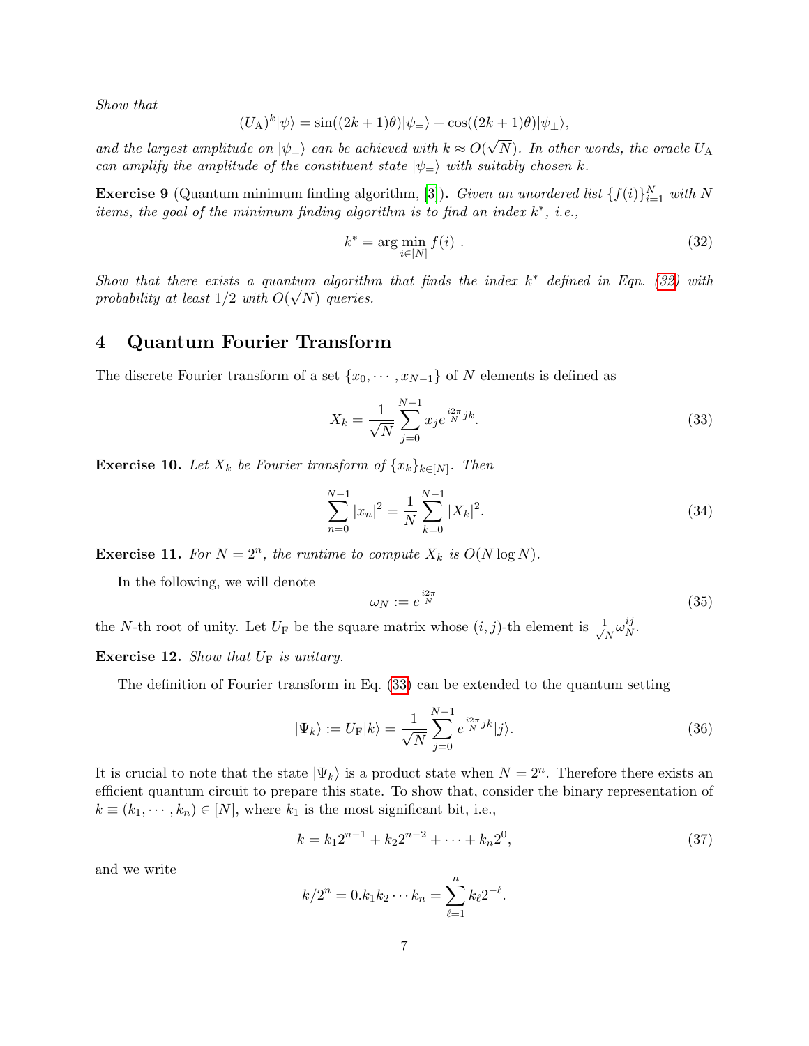*Show that*

$$(U_{\mathrm{A}})^k|\psi\rangle = \sin((2k+1)\theta)|\psi_=\rangle + \cos((2k+1)\theta)|\psi_\perp\rangle,$$

*and the largest amplitude on $|\psi_=\rangle$ can be achieved with $k \approx O(\sqrt{N})$. In other words, the oracle $U_{\mathrm{A}}$ can amplify the amplitude of the constituent state $|\psi_=\rangle$ with suitably chosen $k$.*

**Exercise 9** (Quantum minimum finding algorithm, [3]). *Given an unordered list $\{f(i)\}_{i=1}^N$ with $N$ items, the goal of the minimum finding algorithm is to find an index $k^*$, i.e.,*

$$k^* = \arg\min_{i\in[N]} f(i) \ . \tag{32}$$

*Show that there exists a quantum algorithm that finds the index $k^*$ defined in Eqn. (32) with probability at least 1/2 with $O(\sqrt{N})$ queries.*

## 4 Quantum Fourier Transform

The discrete Fourier transform of a set $\{x_0, \cdots, x_{N-1}\}$ of $N$ elements is defined as

$$X_k = \frac{1}{\sqrt{N}} \sum_{j=0}^{N-1} x_j e^{\frac{i2\pi}{N}jk}. \tag{33}$$

**Exercise 10.** *Let $X_k$ be Fourier transform of $\{x_k\}_{k\in[N]}$. Then*

$$\sum_{n=0}^{N-1} |x_n|^2 = \frac{1}{N}\sum_{k=0}^{N-1} |X_k|^2. \tag{34}$$

**Exercise 11.** *For $N = 2^n$, the runtime to compute $X_k$ is $O(N \log N)$.*

In the following, we will denote

$$\omega_N := e^{\frac{i2\pi}{N}} \tag{35}$$

the $N$-th root of unity. Let $U_{\mathrm{F}}$ be the square matrix whose $(i, j)$-th element is $\frac{1}{\sqrt{N}}\omega_N^{ij}$.

**Exercise 12.** *Show that $U_{\mathrm{F}}$ is unitary.*

The definition of Fourier transform in Eq. (33) can be extended to the quantum setting

$$|\Psi_k\rangle := U_{\mathrm{F}}|k\rangle = \frac{1}{\sqrt{N}} \sum_{j=0}^{N-1} e^{\frac{i2\pi}{N}jk}|j\rangle. \tag{36}$$

It is crucial to note that the state $|\Psi_k\rangle$ is a product state when $N = 2^n$. Therefore there exists an efficient quantum circuit to prepare this state. To show that, consider the binary representation of $k \equiv (k_1, \cdots, k_n) \in [N]$, where $k_1$ is the most significant bit, i.e.,

$$k = k_1 2^{n-1} + k_2 2^{n-2} + \cdots + k_n 2^0, \tag{37}$$

and we write

$$k/2^n = 0.k_1k_2\cdots k_n = \sum_{\ell=1}^{n} k_\ell 2^{-\ell}.$$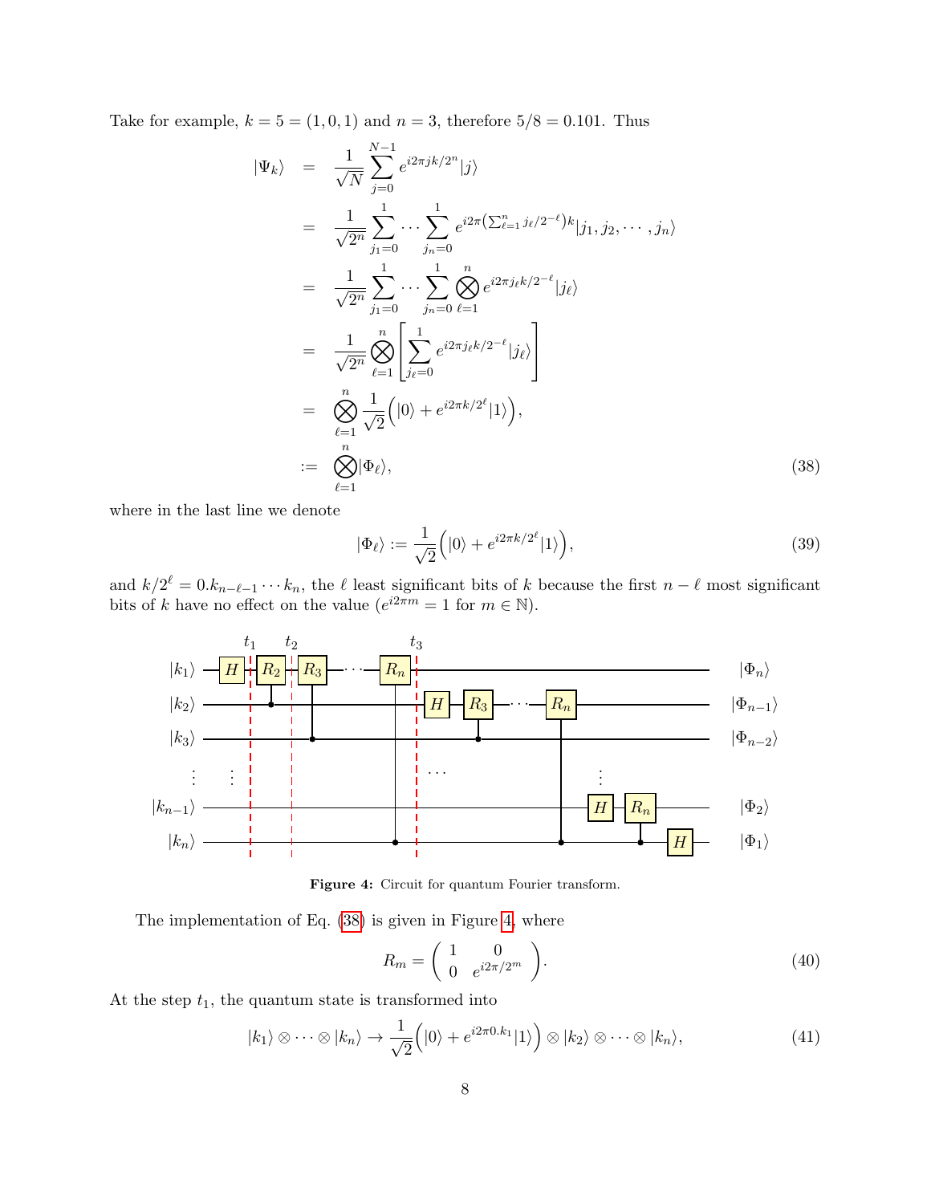Take for example, $k = 5 = (1, 0, 1)$ and $n = 3$, therefore $5/8 = 0.101$. Thus

$$
\begin{aligned}
|\Psi_k\rangle &= \frac{1}{\sqrt{N}} \sum_{j=0}^{N-1} e^{i2\pi jk/2^n} |j\rangle \\
&= \frac{1}{\sqrt{2^n}} \sum_{j_1=0}^{1} \cdots \sum_{j_n=0}^{1} e^{i2\pi \left(\sum_{\ell=1}^{n} j_\ell / 2^{-\ell}\right) k} |j_1, j_2, \cdots, j_n\rangle \\
&= \frac{1}{\sqrt{2^n}} \sum_{j_1=0}^{1} \cdots \sum_{j_n=0}^{1} \bigotimes_{\ell=1}^{n} e^{i2\pi j_\ell k/2^{-\ell}} |j_\ell\rangle \\
&= \frac{1}{\sqrt{2^n}} \bigotimes_{\ell=1}^{n} \left[ \sum_{j_\ell=0}^{1} e^{i2\pi j_\ell k/2^{-\ell}} |j_\ell\rangle \right] \\
&= \bigotimes_{\ell=1}^{n} \frac{1}{\sqrt{2}} \Big( |0\rangle + e^{i2\pi k/2^\ell} |1\rangle \Big), \\
&:= \bigotimes_{\ell=1}^{n} |\Phi_\ell\rangle,
\end{aligned} \tag{38}
$$

where in the last line we denote

$$
|\Phi_\ell\rangle := \frac{1}{\sqrt{2}} \Big( |0\rangle + e^{i2\pi k/2^\ell} |1\rangle \Big), \tag{39}
$$

and $k/2^\ell = 0.k_{n-\ell-1} \cdots k_n$, the $\ell$ least significant bits of $k$ because the first $n - \ell$ most significant bits of $k$ have no effect on the value ($e^{i2\pi m} = 1$ for $m \in \mathbb{N}$).

**Figure 4:** Circuit for quantum Fourier transform.

The implementation of Eq. (38) is given in Figure 4, where

$$
R_m = \begin{pmatrix} 1 & 0 \\ 0 & e^{i2\pi/2^m} \end{pmatrix}. \tag{40}
$$

At the step $t_1$, the quantum state is transformed into

$$
|k_1\rangle \otimes \cdots \otimes |k_n\rangle \to \frac{1}{\sqrt{2}} \Big( |0\rangle + e^{i2\pi 0.k_1} |1\rangle \Big) \otimes |k_2\rangle \otimes \cdots \otimes |k_n\rangle, \tag{41}
$$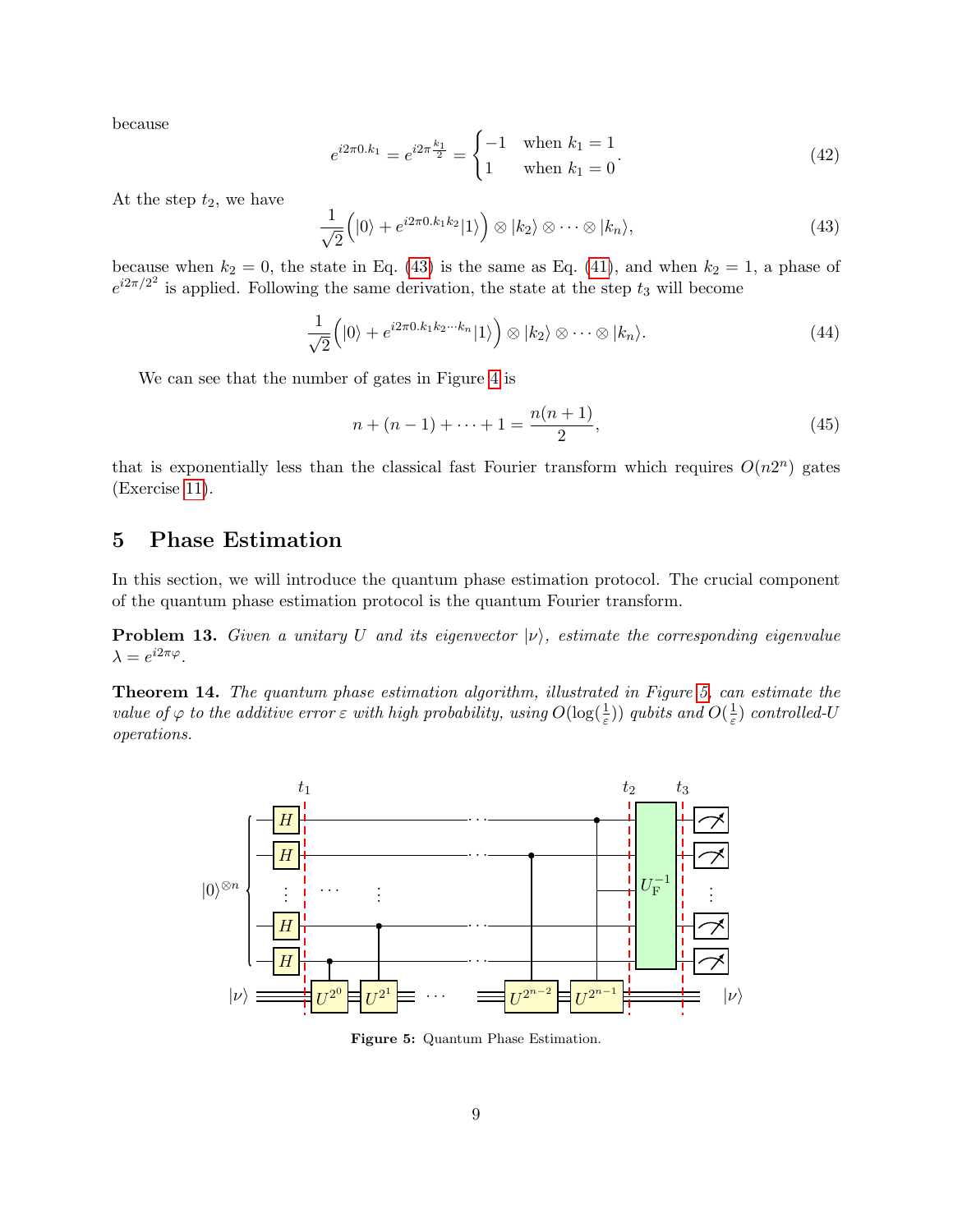because

$$e^{i2\pi 0.k_1} = e^{i2\pi \frac{k_1}{2}} = \begin{cases} -1 & \text{when } k_1 = 1 \\ 1 & \text{when } k_1 = 0 \end{cases}. \tag{42}$$

At the step $t_2$, we have

$$\frac{1}{\sqrt{2}}\Big(|0\rangle + e^{i2\pi 0.k_1 k_2}|1\rangle\Big) \otimes |k_2\rangle \otimes \cdots \otimes |k_n\rangle, \tag{43}$$

because when $k_2 = 0$, the state in Eq. (43) is the same as Eq. (41), and when $k_2 = 1$, a phase of $e^{i2\pi/2^2}$ is applied. Following the same derivation, the state at the step $t_3$ will become

$$\frac{1}{\sqrt{2}}\Big(|0\rangle + e^{i2\pi 0.k_1 k_2 \cdots k_n}|1\rangle\Big) \otimes |k_2\rangle \otimes \cdots \otimes |k_n\rangle. \tag{44}$$

We can see that the number of gates in Figure 4 is

$$n + (n-1) + \cdots + 1 = \frac{n(n+1)}{2}, \tag{45}$$

that is exponentially less than the classical fast Fourier transform which requires $O(n2^n)$ gates (Exercise 11).

## 5 Phase Estimation

In this section, we will introduce the quantum phase estimation protocol. The crucial component of the quantum phase estimation protocol is the quantum Fourier transform.

**Problem 13.** *Given a unitary $U$ and its eigenvector $|\nu\rangle$, estimate the corresponding eigenvalue $\lambda = e^{i2\pi\varphi}$.*

**Theorem 14.** *The quantum phase estimation algorithm, illustrated in Figure 5, can estimate the value of $\varphi$ to the additive error $\varepsilon$ with high probability, using $O(\log(\frac{1}{\varepsilon}))$ qubits and $O(\frac{1}{\varepsilon})$ controlled-$U$ operations.*

**Figure 5:** Quantum Phase Estimation.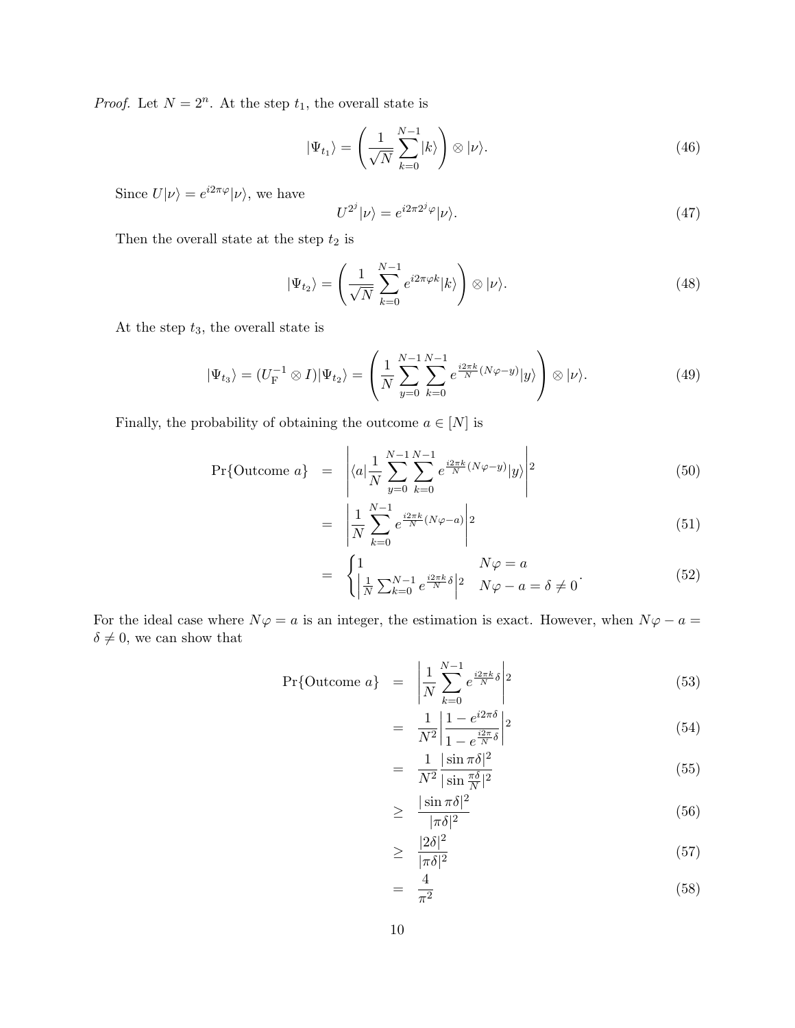*Proof.* Let $N = 2^n$. At the step $t_1$, the overall state is

$$|\Psi_{t_1}\rangle = \left(\frac{1}{\sqrt{N}}\sum_{k=0}^{N-1}|k\rangle\right) \otimes |\nu\rangle. \tag{46}$$

Since $U|\nu\rangle = e^{i2\pi\varphi}|\nu\rangle$, we have

$$U^{2^j}|\nu\rangle = e^{i2\pi 2^j\varphi}|\nu\rangle. \tag{47}$$

Then the overall state at the step $t_2$ is

$$|\Psi_{t_2}\rangle = \left(\frac{1}{\sqrt{N}}\sum_{k=0}^{N-1}e^{i2\pi\varphi k}|k\rangle\right) \otimes |\nu\rangle. \tag{48}$$

At the step $t_3$, the overall state is

$$|\Psi_{t_3}\rangle = (U_{\mathrm{F}}^{-1} \otimes I)|\Psi_{t_2}\rangle = \left(\frac{1}{N}\sum_{y=0}^{N-1}\sum_{k=0}^{N-1}e^{\frac{i2\pi k}{N}(N\varphi - y)}|y\rangle\right) \otimes |\nu\rangle. \tag{49}$$

Finally, the probability of obtaining the outcome $a \in [N]$ is

$$\begin{aligned}
\Pr\{\text{Outcome } a\} &= \left|\langle a|\frac{1}{N}\sum_{y=0}^{N-1}\sum_{k=0}^{N-1}e^{\frac{i2\pi k}{N}(N\varphi - y)}|y\rangle\right|^2 & (50)\\
&= \left|\frac{1}{N}\sum_{k=0}^{N-1}e^{\frac{i2\pi k}{N}(N\varphi - a)}\right|^2 & (51)\\
&= \begin{cases} 1 & N\varphi = a \\ \left|\frac{1}{N}\sum_{k=0}^{N-1}e^{\frac{i2\pi k}{N}\delta}\right|^2 & N\varphi - a = \delta \neq 0 \end{cases}. & (52)
\end{aligned}$$

For the ideal case where $N\varphi = a$ is an integer, the estimation is exact. However, when $N\varphi - a = \delta \neq 0$, we can show that

$$\begin{aligned}
\Pr\{\text{Outcome } a\} &= \left|\frac{1}{N}\sum_{k=0}^{N-1}e^{\frac{i2\pi k}{N}\delta}\right|^2 & (53)\\
&= \frac{1}{N^2}\left|\frac{1 - e^{i2\pi\delta}}{1 - e^{\frac{i2\pi}{N}\delta}}\right|^2 & (54)\\
&= \frac{1}{N^2}\frac{|\sin\pi\delta|^2}{|\sin\frac{\pi\delta}{N}|^2} & (55)\\
&\geq \frac{|\sin\pi\delta|^2}{|\pi\delta|^2} & (56)\\
&\geq \frac{|2\delta|^2}{|\pi\delta|^2} & (57)\\
&= \frac{4}{\pi^2} & (58)
\end{aligned}$$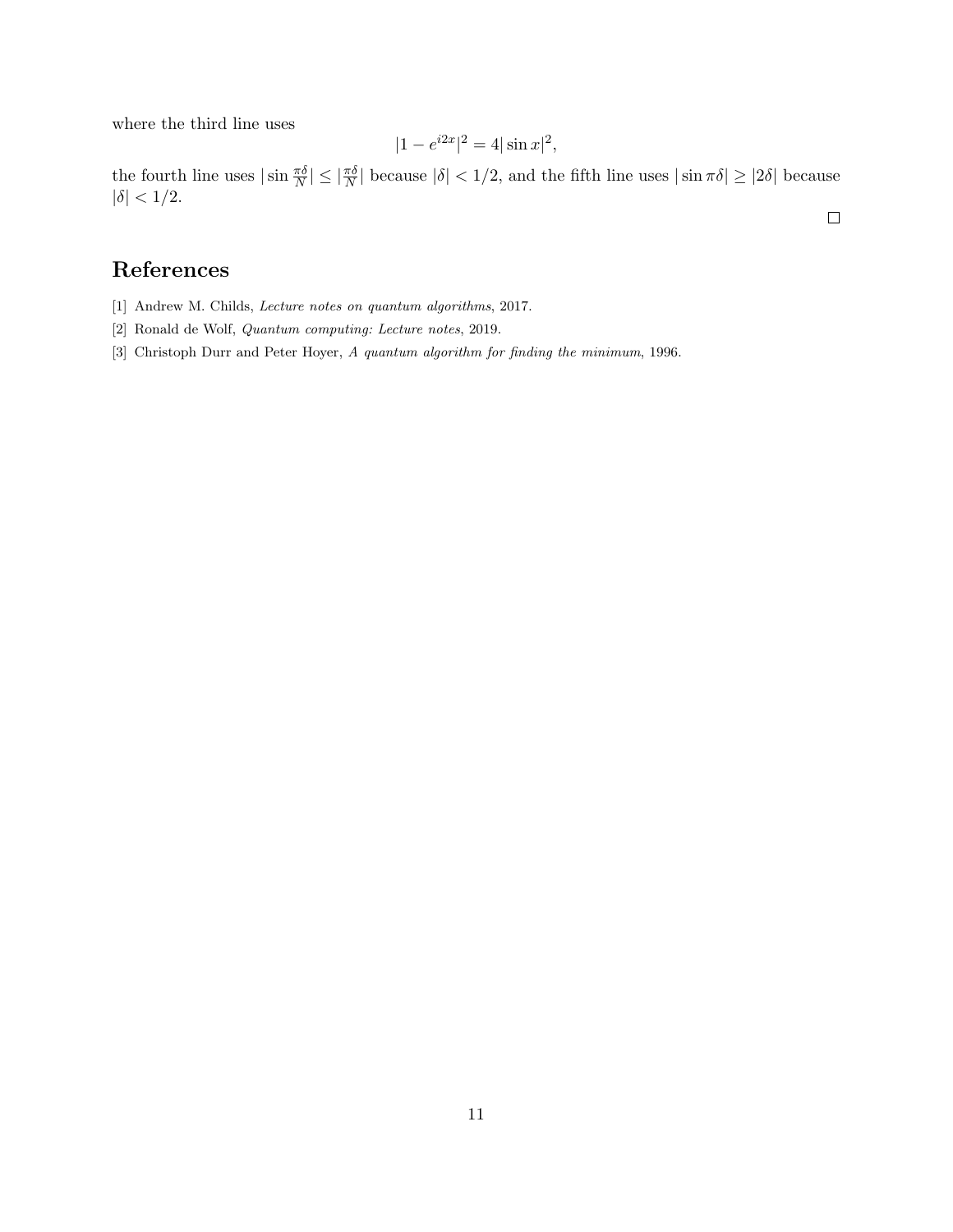where the third line uses

$$|1 - e^{i2x}|^2 = 4|\sin x|^2,$$

the fourth line uses $|\sin \frac{\pi\delta}{N}| \leq |\frac{\pi\delta}{N}|$ because $|\delta| < 1/2$, and the fifth line uses $|\sin \pi\delta| \geq |2\delta|$ because $|\delta| < 1/2$.

□

# References

[1] Andrew M. Childs, *Lecture notes on quantum algorithms*, 2017.

[2] Ronald de Wolf, *Quantum computing: Lecture notes*, 2019.

[3] Christoph Durr and Peter Hoyer, *A quantum algorithm for finding the minimum*, 1996.